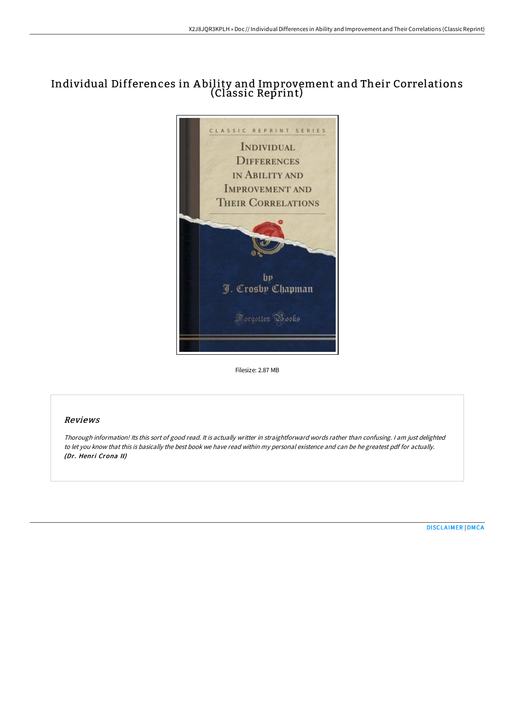# Individual Differences in Ability and Improvement and Their Correlations (Classic Reprint)

Filesize: 2.87 MB

## *Reviews*

*Thorough information! Its this sort of good read. It is actually writter in straightforward words rather than confusing. I am just delighted to let you know that this is basically the best book we have read within my personal existence and can be he greatest pdf for actually.* ***(Dr. Henri Crona II)***

DISCLAIMER | DMCA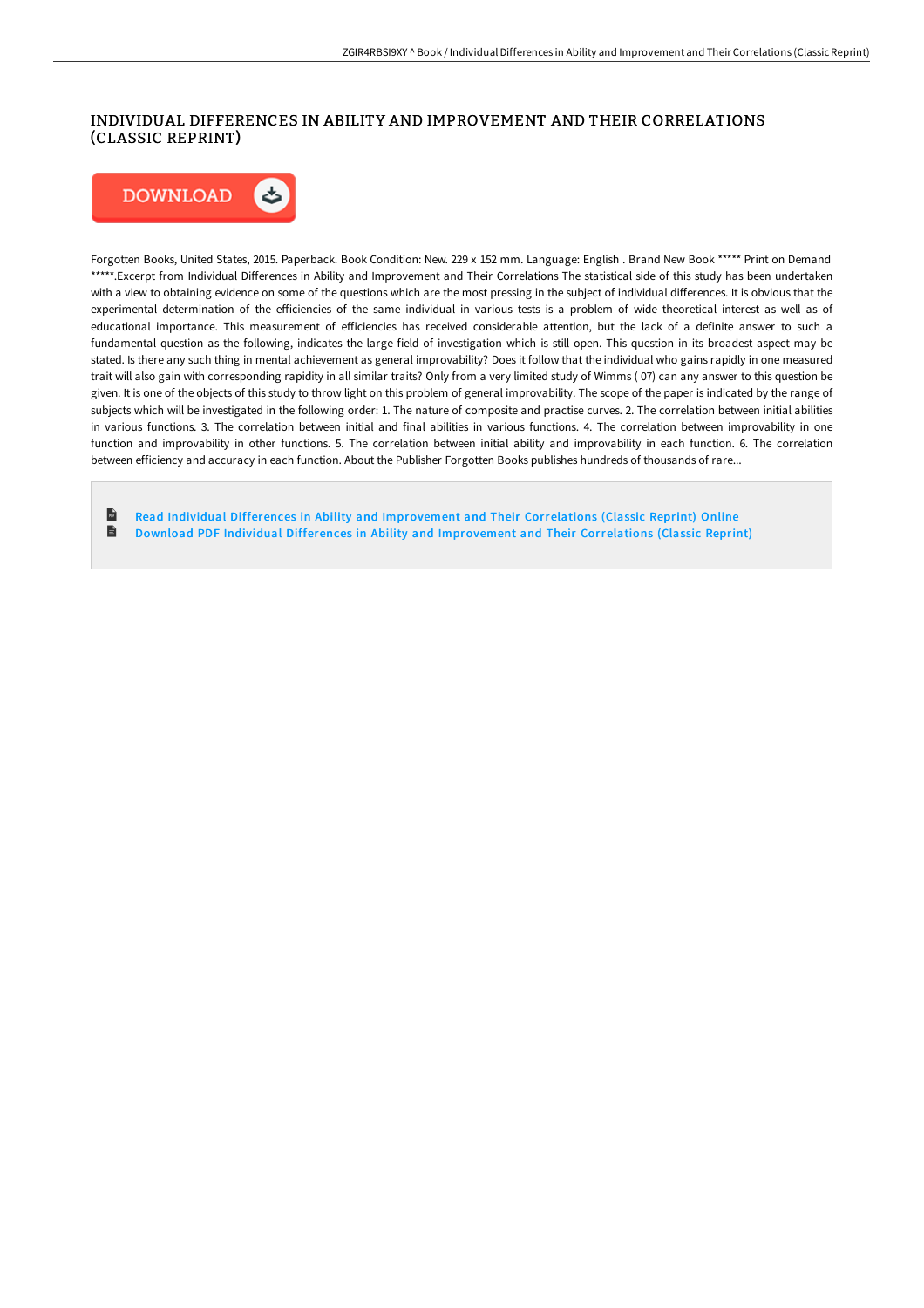# INDIVIDUAL DIFFERENCES IN ABILITY AND IMPROVEMENT AND THEIR CORRELATIONS (CLASSIC REPRINT)

Forgotten Books, United States, 2015. Paperback. Book Condition: New. 229 x 152 mm. Language: English . Brand New Book ***** Print on Demand *****.Excerpt from Individual Differences in Ability and Improvement and Their Correlations The statistical side of this study has been undertaken with a view to obtaining evidence on some of the questions which are the most pressing in the subject of individual differences. It is obvious that the experimental determination of the efficiencies of the same individual in various tests is a problem of wide theoretical interest as well as of educational importance. This measurement of efficiencies has received considerable attention, but the lack of a definite answer to such a fundamental question as the following, indicates the large field of investigation which is still open. This question in its broadest aspect may be stated. Is there any such thing in mental achievement as general improvability? Does it follow that the individual who gains rapidly in one measured trait will also gain with corresponding rapidity in all similar traits? Only from a very limited study of Wimms ( 07) can any answer to this question be given. It is one of the objects of this study to throw light on this problem of general improvability. The scope of the paper is indicated by the range of subjects which will be investigated in the following order: 1. The nature of composite and practise curves. 2. The correlation between initial abilities in various functions. 3. The correlation between initial and final abilities in various functions. 4. The correlation between improvability in one function and improvability in other functions. 5. The correlation between initial ability and improvability in each function. 6. The correlation between efficiency and accuracy in each function. About the Publisher Forgotten Books publishes hundreds of thousands of rare...

Read Individual Differences in Ability and Improvement and Their Correlations (Classic Reprint) Online

Download PDF Individual Differences in Ability and Improvement and Their Correlations (Classic Reprint)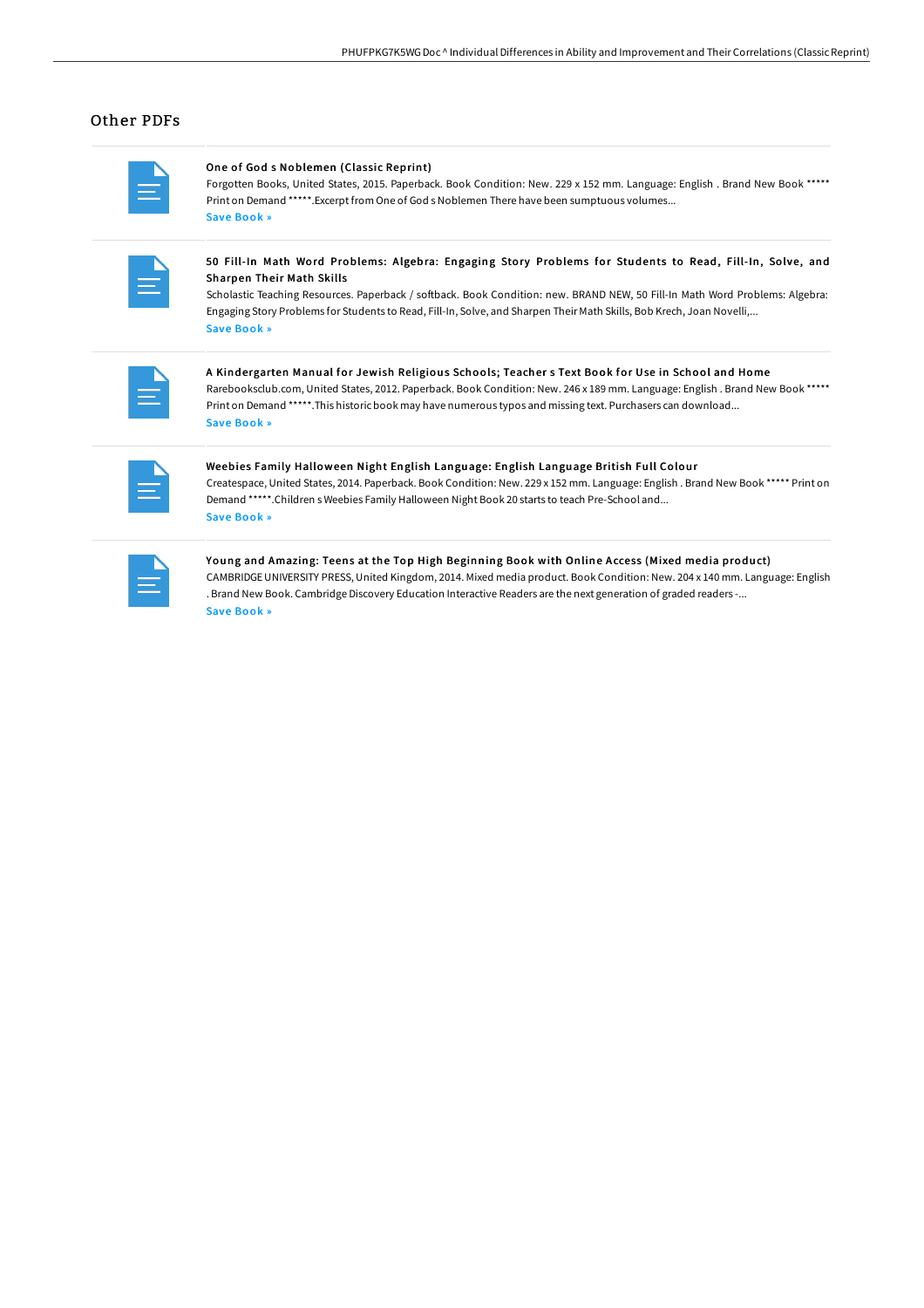## Other PDFs

### One of God s Noblemen (Classic Reprint)

Forgotten Books, United States, 2015. Paperback. Book Condition: New. 229 x 152 mm. Language: English . Brand New Book ***** Print on Demand *****.Excerpt from One of God s Noblemen There have been sumptuous volumes...

Save Book »

### 50 Fill-In Math Word Problems: Algebra: Engaging Story Problems for Students to Read, Fill-In, Solve, and Sharpen Their Math Skills

Scholastic Teaching Resources. Paperback / softback. Book Condition: new. BRAND NEW, 50 Fill-In Math Word Problems: Algebra: Engaging Story Problems for Students to Read, Fill-In, Solve, and Sharpen Their Math Skills, Bob Krech, Joan Novelli,...

Save Book »

### A Kindergarten Manual for Jewish Religious Schools; Teacher s Text Book for Use in School and Home

Rarebooksclub.com, United States, 2012. Paperback. Book Condition: New. 246 x 189 mm. Language: English . Brand New Book ***** Print on Demand *****.This historic book may have numerous typos and missing text. Purchasers can download...

Save Book »

### Weebies Family Halloween Night English Language: English Language British Full Colour

Createspace, United States, 2014. Paperback. Book Condition: New. 229 x 152 mm. Language: English . Brand New Book ***** Print on Demand *****.Children s Weebies Family Halloween Night Book 20 starts to teach Pre-School and...

Save Book »

### Young and Amazing: Teens at the Top High Beginning Book with Online Access (Mixed media product)

CAMBRIDGE UNIVERSITY PRESS, United Kingdom, 2014. Mixed media product. Book Condition: New. 204 x 140 mm. Language: English . Brand New Book. Cambridge Discovery Education Interactive Readers are the next generation of graded readers -...

Save Book »